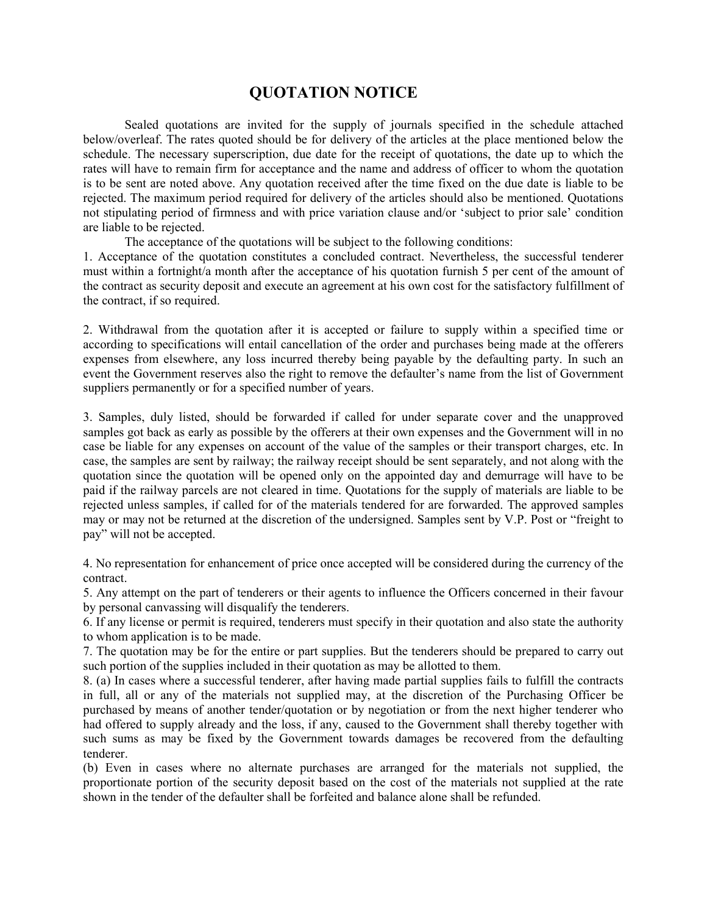# QUOTATION NOTICE

Sealed quotations are invited for the supply of journals specified in the schedule attached below/overleaf. The rates quoted should be for delivery of the articles at the place mentioned below the schedule. The necessary superscription, due date for the receipt of quotations, the date up to which the rates will have to remain firm for acceptance and the name and address of officer to whom the quotation is to be sent are noted above. Any quotation received after the time fixed on the due date is liable to be rejected. The maximum period required for delivery of the articles should also be mentioned. Quotations not stipulating period of firmness and with price variation clause and/or 'subject to prior sale' condition are liable to be rejected.

The acceptance of the quotations will be subject to the following conditions:

1. Acceptance of the quotation constitutes a concluded contract. Nevertheless, the successful tenderer must within a fortnight/a month after the acceptance of his quotation furnish 5 per cent of the amount of the contract as security deposit and execute an agreement at his own cost for the satisfactory fulfillment of the contract, if so required.

2. Withdrawal from the quotation after it is accepted or failure to supply within a specified time or according to specifications will entail cancellation of the order and purchases being made at the offerers expenses from elsewhere, any loss incurred thereby being payable by the defaulting party. In such an event the Government reserves also the right to remove the defaulter's name from the list of Government suppliers permanently or for a specified number of years.

3. Samples, duly listed, should be forwarded if called for under separate cover and the unapproved samples got back as early as possible by the offerers at their own expenses and the Government will in no case be liable for any expenses on account of the value of the samples or their transport charges, etc. In case, the samples are sent by railway; the railway receipt should be sent separately, and not along with the quotation since the quotation will be opened only on the appointed day and demurrage will have to be paid if the railway parcels are not cleared in time. Quotations for the supply of materials are liable to be rejected unless samples, if called for of the materials tendered for are forwarded. The approved samples may or may not be returned at the discretion of the undersigned. Samples sent by V.P. Post or "freight to pay" will not be accepted.

4. No representation for enhancement of price once accepted will be considered during the currency of the contract.

5. Any attempt on the part of tenderers or their agents to influence the Officers concerned in their favour by personal canvassing will disqualify the tenderers.

6. If any license or permit is required, tenderers must specify in their quotation and also state the authority to whom application is to be made.

7. The quotation may be for the entire or part supplies. But the tenderers should be prepared to carry out such portion of the supplies included in their quotation as may be allotted to them.

8. (a) In cases where a successful tenderer, after having made partial supplies fails to fulfill the contracts in full, all or any of the materials not supplied may, at the discretion of the Purchasing Officer be purchased by means of another tender/quotation or by negotiation or from the next higher tenderer who had offered to supply already and the loss, if any, caused to the Government shall thereby together with such sums as may be fixed by the Government towards damages be recovered from the defaulting tenderer.

(b) Even in cases where no alternate purchases are arranged for the materials not supplied, the proportionate portion of the security deposit based on the cost of the materials not supplied at the rate shown in the tender of the defaulter shall be forfeited and balance alone shall be refunded.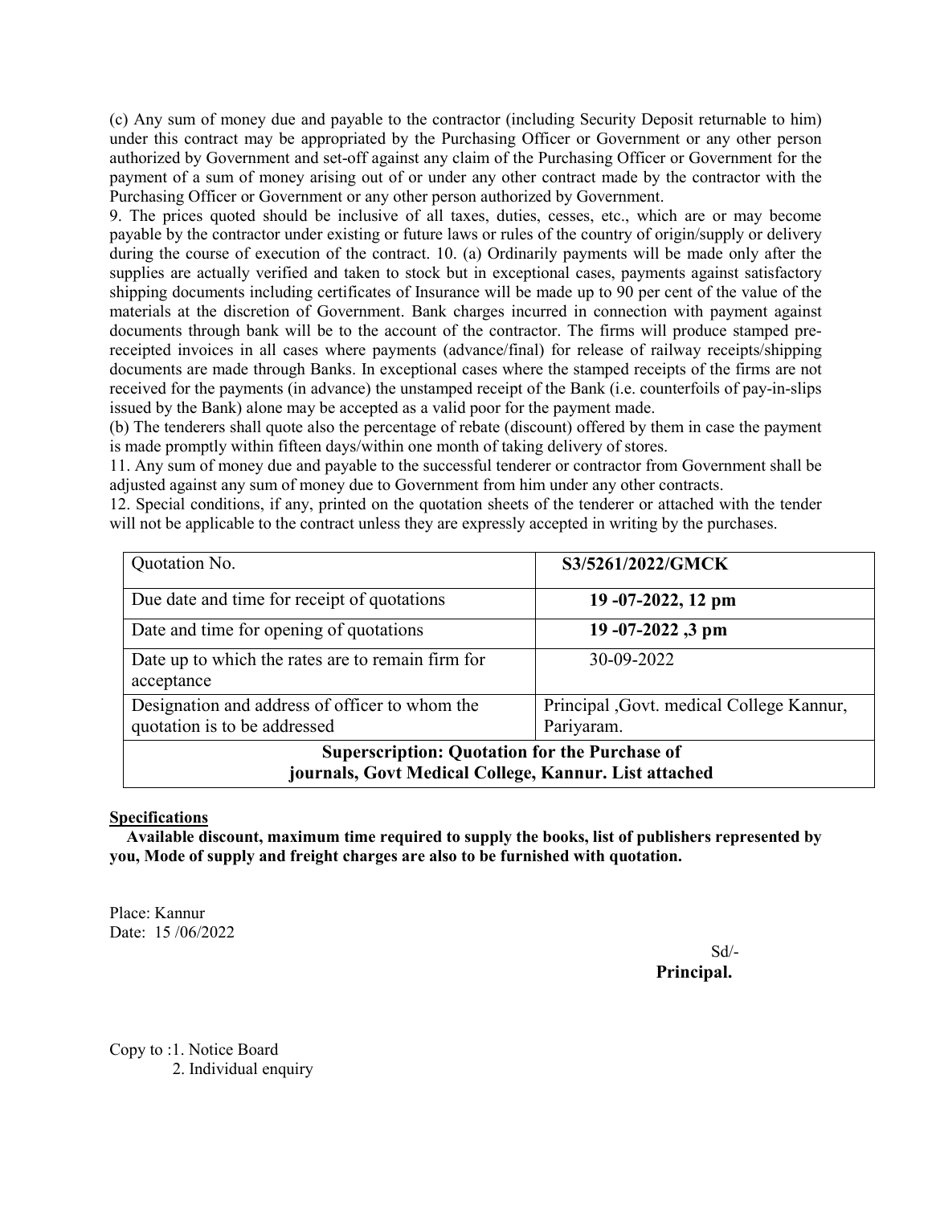(c) Any sum of money due and payable to the contractor (including Security Deposit returnable to him) under this contract may be appropriated by the Purchasing Officer or Government or any other person authorized by Government and set-off against any claim of the Purchasing Officer or Government for the payment of a sum of money arising out of or under any other contract made by the contractor with the Purchasing Officer or Government or any other person authorized by Government.

9. The prices quoted should be inclusive of all taxes, duties, cesses, etc., which are or may become payable by the contractor under existing or future laws or rules of the country of origin/supply or delivery during the course of execution of the contract. 10. (a) Ordinarily payments will be made only after the supplies are actually verified and taken to stock but in exceptional cases, payments against satisfactory shipping documents including certificates of Insurance will be made up to 90 per cent of the value of the materials at the discretion of Government. Bank charges incurred in connection with payment against documents through bank will be to the account of the contractor. The firms will produce stamped pre-receipted invoices in all cases where payments (advance/final) for release of railway receipts/shipping documents are made through Banks. In exceptional cases where the stamped receipts of the firms are not received for the payments (in advance) the unstamped receipt of the Bank (i.e. counterfoils of pay-in-slips issued by the Bank) alone may be accepted as a valid poor for the payment made.

(b) The tenderers shall quote also the percentage of rebate (discount) offered by them in case the payment is made promptly within fifteen days/within one month of taking delivery of stores.

11. Any sum of money due and payable to the successful tenderer or contractor from Government shall be adjusted against any sum of money due to Government from him under any other contracts.

12. Special conditions, if any, printed on the quotation sheets of the tenderer or attached with the tender will not be applicable to the contract unless they are expressly accepted in writing by the purchases.

| Quotation No. | **S3/5261/2022/GMCK** |
|---|---|
| Due date and time for receipt of quotations | **19 -07-2022, 12 pm** |
| Date and time for opening of quotations | **19 -07-2022 ,3 pm** |
| Date up to which the rates are to remain firm for acceptance | 30-09-2022 |
| Designation and address of officer to whom the quotation is to be addressed | Principal ,Govt. medical College Kannur, Pariyaram. |
| **Superscription: Quotation for the Purchase of journals, Govt Medical College, Kannur. List attached** | |

**Specifications**

**Available discount, maximum time required to supply the books, list of publishers represented by you, Mode of supply and freight charges are also to be furnished with quotation.**

Place: Kannur
Date: 15 /06/2022

Sd/-
**Principal.**

Copy to :1. Notice Board
2. Individual enquiry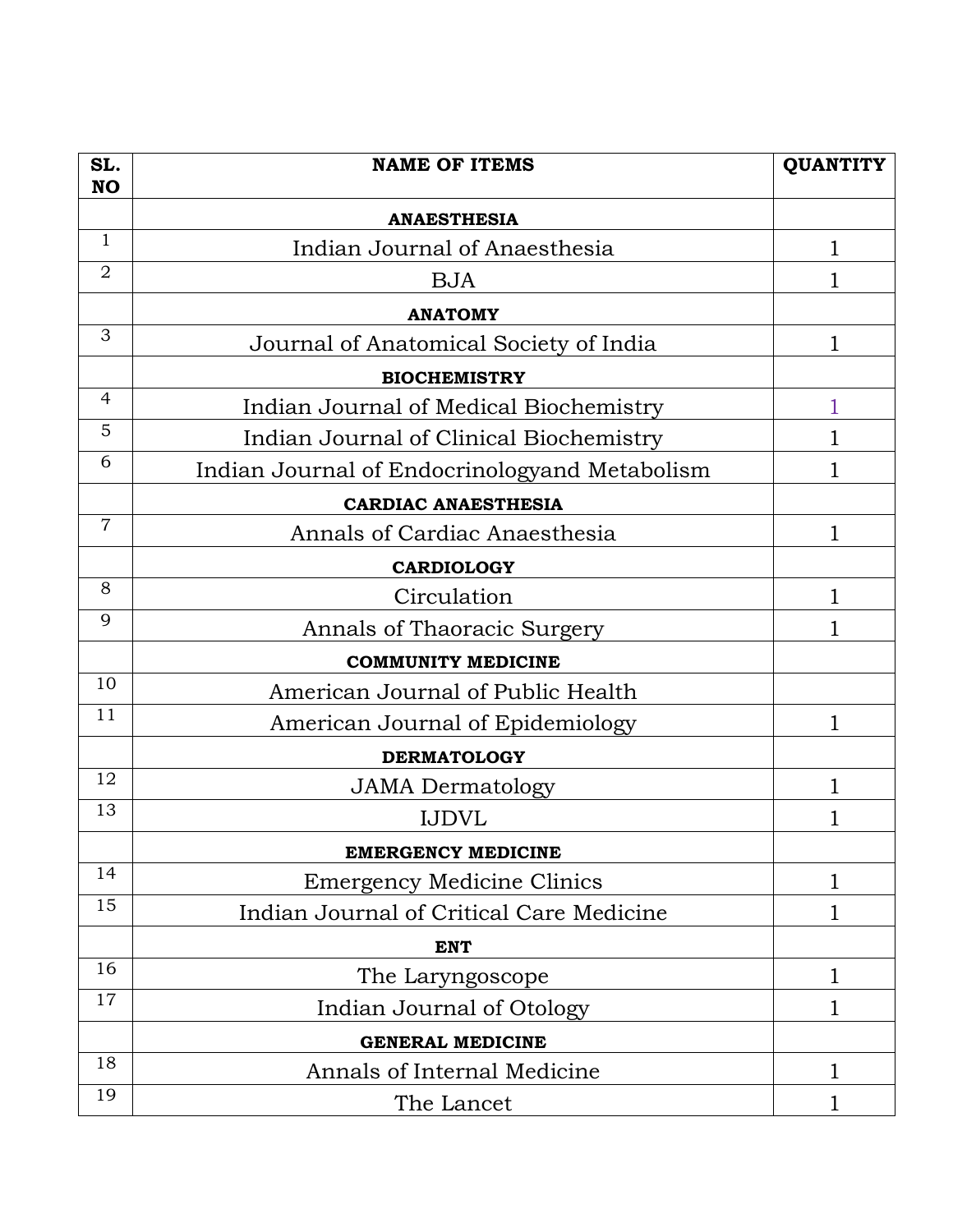| SL. NO | NAME OF ITEMS | QUANTITY |
|---|---|---|
| | **ANAESTHESIA** | |
| 1 | Indian Journal of Anaesthesia | 1 |
| 2 | BJA | 1 |
| | **ANATOMY** | |
| 3 | Journal of Anatomical Society of India | 1 |
| | **BIOCHEMISTRY** | |
| 4 | Indian Journal of Medical Biochemistry | 1 |
| 5 | Indian Journal of Clinical Biochemistry | 1 |
| 6 | Indian Journal of Endocrinologyand Metabolism | 1 |
| | **CARDIAC ANAESTHESIA** | |
| 7 | Annals of Cardiac Anaesthesia | 1 |
| | **CARDIOLOGY** | |
| 8 | Circulation | 1 |
| 9 | Annals of Thaoracic Surgery | 1 |
| | **COMMUNITY MEDICINE** | |
| 10 | American Journal of Public Health | |
| 11 | American Journal of Epidemiology | 1 |
| | **DERMATOLOGY** | |
| 12 | JAMA Dermatology | 1 |
| 13 | IJDVL | 1 |
| | **EMERGENCY MEDICINE** | |
| 14 | Emergency Medicine Clinics | 1 |
| 15 | Indian Journal of Critical Care Medicine | 1 |
| | **ENT** | |
| 16 | The Laryngoscope | 1 |
| 17 | Indian Journal of Otology | 1 |
| | **GENERAL MEDICINE** | |
| 18 | Annals of Internal Medicine | 1 |
| 19 | The Lancet | 1 |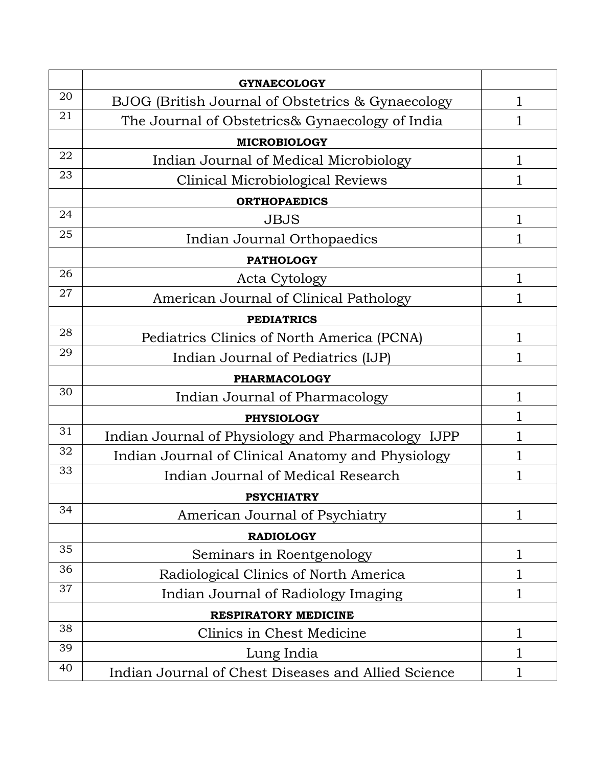| | | |
|---|---|---|
| | **GYNAECOLOGY** | |
| 20 | BJOG (British Journal of Obstetrics & Gynaecology | 1 |
| 21 | The Journal of Obstetrics& Gynaecology of India | 1 |
| | **MICROBIOLOGY** | |
| 22 | Indian Journal of Medical Microbiology | 1 |
| 23 | Clinical Microbiological Reviews | 1 |
| | **ORTHOPAEDICS** | |
| 24 | JBJS | 1 |
| 25 | Indian Journal Orthopaedics | 1 |
| | **PATHOLOGY** | |
| 26 | Acta Cytology | 1 |
| 27 | American Journal of Clinical Pathology | 1 |
| | **PEDIATRICS** | |
| 28 | Pediatrics Clinics of North America (PCNA) | 1 |
| 29 | Indian Journal of Pediatrics (IJP) | 1 |
| | **PHARMACOLOGY** | |
| 30 | Indian Journal of Pharmacology | 1 |
| | **PHYSIOLOGY** | 1 |
| 31 | Indian Journal of Physiology and Pharmacology IJPP | 1 |
| 32 | Indian Journal of Clinical Anatomy and Physiology | 1 |
| 33 | Indian Journal of Medical Research | 1 |
| | **PSYCHIATRY** | |
| 34 | American Journal of Psychiatry | 1 |
| | **RADIOLOGY** | |
| 35 | Seminars in Roentgenology | 1 |
| 36 | Radiological Clinics of North America | 1 |
| 37 | Indian Journal of Radiology Imaging | 1 |
| | **RESPIRATORY MEDICINE** | |
| 38 | Clinics in Chest Medicine | 1 |
| 39 | Lung India | 1 |
| 40 | Indian Journal of Chest Diseases and Allied Science | 1 |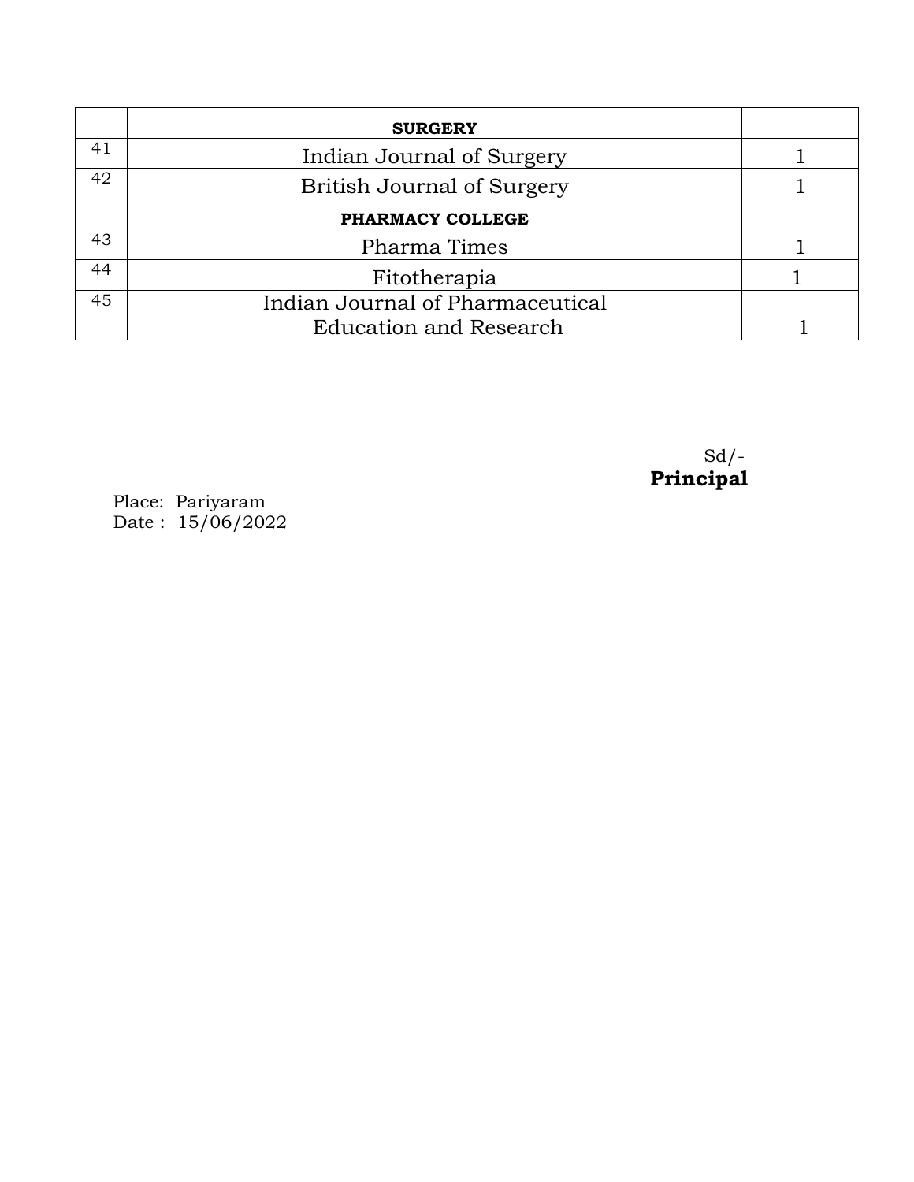| | | |
|---|---|---|
| | **SURGERY** | |
| 41 | Indian Journal of Surgery | 1 |
| 42 | British Journal of Surgery | 1 |
| | **PHARMACY COLLEGE** | |
| 43 | Pharma Times | 1 |
| 44 | Fitotherapia | 1 |
| 45 | Indian Journal of Pharmaceutical Education and Research | 1 |

Sd/-
**Principal**

Place: Pariyaram
Date : 15/06/2022